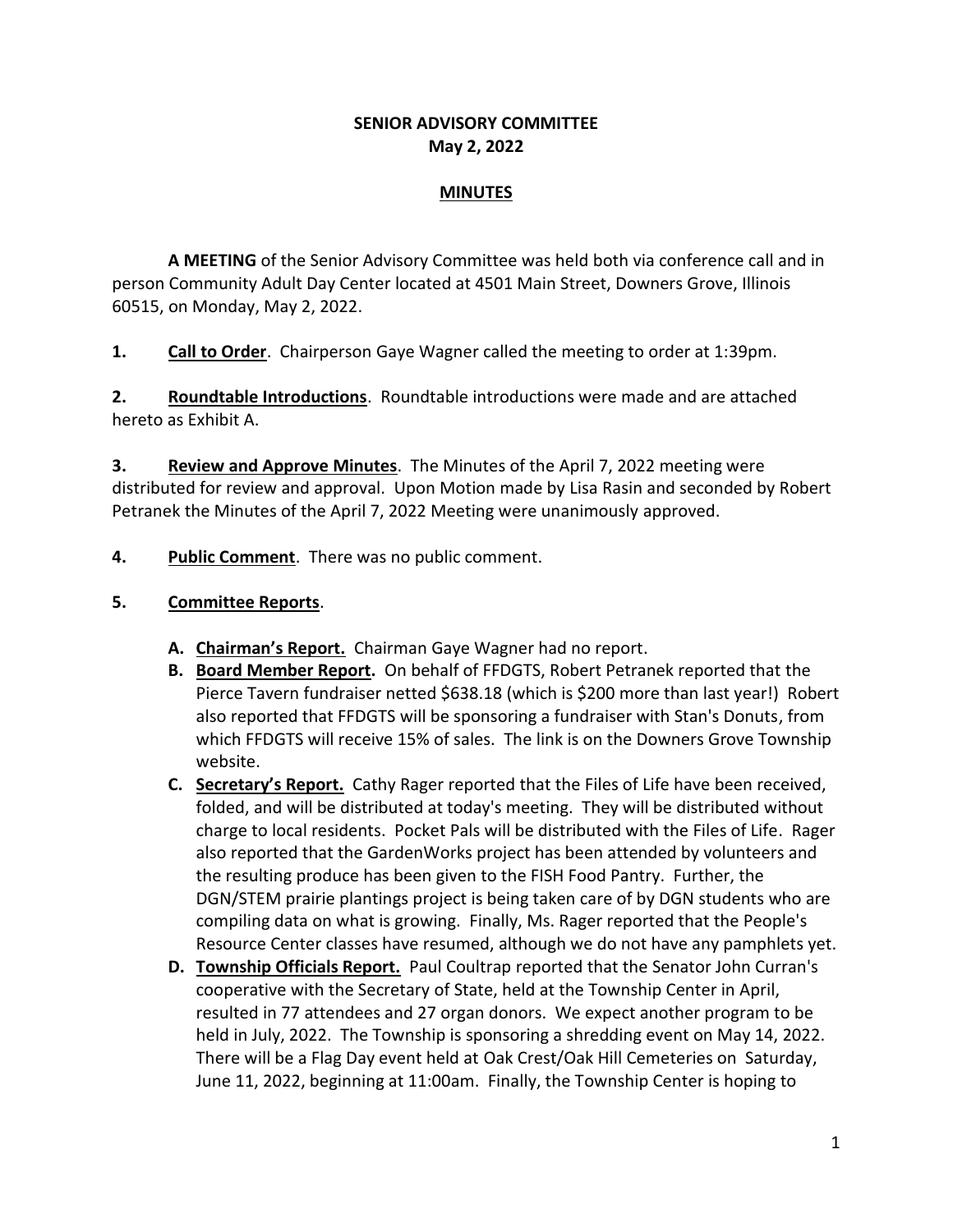**SENIOR ADVISORY COMMITTEE**
**May 2, 2022**

**MINUTES**

**A MEETING** of the Senior Advisory Committee was held both via conference call and in person Community Adult Day Center located at 4501 Main Street, Downers Grove, Illinois 60515, on Monday, May 2, 2022.

**1. Call to Order**. Chairperson Gaye Wagner called the meeting to order at 1:39pm.

**2. Roundtable Introductions**. Roundtable introductions were made and are attached hereto as Exhibit A.

**3. Review and Approve Minutes**. The Minutes of the April 7, 2022 meeting were distributed for review and approval. Upon Motion made by Lisa Rasin and seconded by Robert Petranek the Minutes of the April 7, 2022 Meeting were unanimously approved.

**4. Public Comment**. There was no public comment.

**5. Committee Reports**.

- **A. Chairman's Report.** Chairman Gaye Wagner had no report.
- **B. Board Member Report.** On behalf of FFDGTS, Robert Petranek reported that the Pierce Tavern fundraiser netted $638.18 (which is $200 more than last year!) Robert also reported that FFDGTS will be sponsoring a fundraiser with Stan's Donuts, from which FFDGTS will receive 15% of sales. The link is on the Downers Grove Township website.
- **C. Secretary's Report.** Cathy Rager reported that the Files of Life have been received, folded, and will be distributed at today's meeting. They will be distributed without charge to local residents. Pocket Pals will be distributed with the Files of Life. Rager also reported that the GardenWorks project has been attended by volunteers and the resulting produce has been given to the FISH Food Pantry. Further, the DGN/STEM prairie plantings project is being taken care of by DGN students who are compiling data on what is growing. Finally, Ms. Rager reported that the People's Resource Center classes have resumed, although we do not have any pamphlets yet.
- **D. Township Officials Report.** Paul Coultrap reported that the Senator John Curran's cooperative with the Secretary of State, held at the Township Center in April, resulted in 77 attendees and 27 organ donors. We expect another program to be held in July, 2022. The Township is sponsoring a shredding event on May 14, 2022. There will be a Flag Day event held at Oak Crest/Oak Hill Cemeteries on Saturday, June 11, 2022, beginning at 11:00am. Finally, the Township Center is hoping to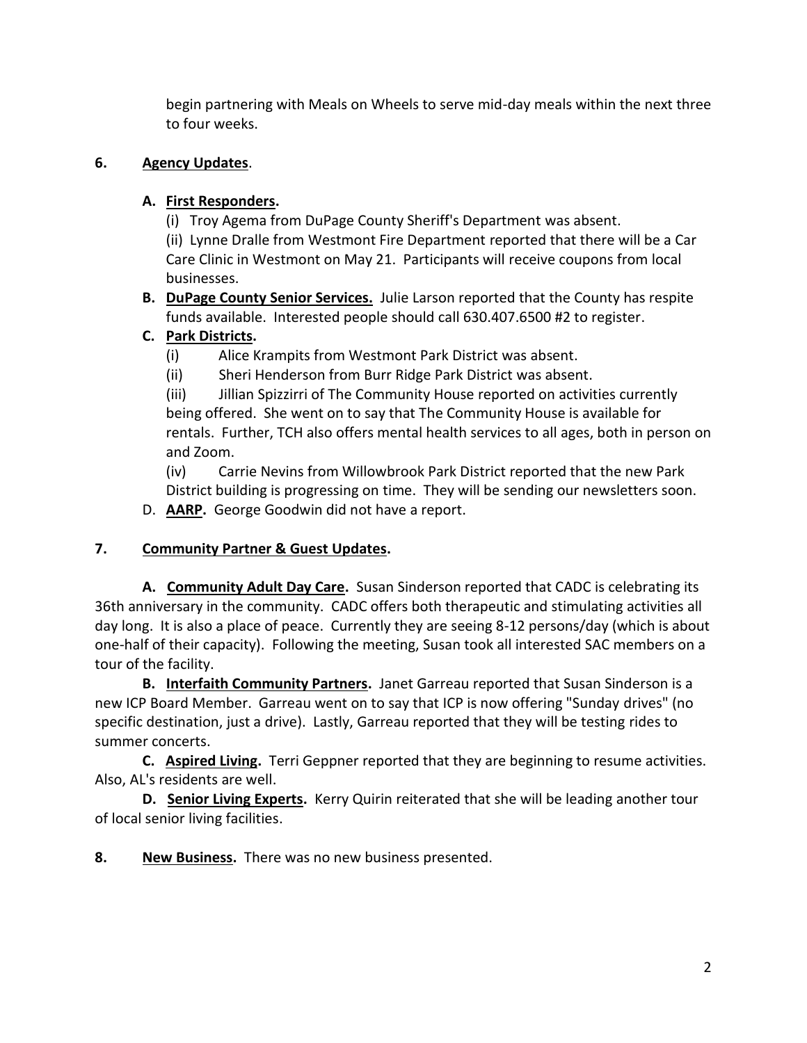begin partnering with Meals on Wheels to serve mid-day meals within the next three to four weeks.

**6. <u>Agency Updates</u>**.

**A. <u>First Responders</u>.**

(i) Troy Agema from DuPage County Sheriff's Department was absent.

(ii) Lynne Dralle from Westmont Fire Department reported that there will be a Car Care Clinic in Westmont on May 21. Participants will receive coupons from local businesses.

**B. <u>DuPage County Senior Services.</u>** Julie Larson reported that the County has respite funds available. Interested people should call 630.407.6500 #2 to register.

**C. <u>Park Districts</u>.**

(i) Alice Krampits from Westmont Park District was absent.

(ii) Sheri Henderson from Burr Ridge Park District was absent.

(iii) Jillian Spizzirri of The Community House reported on activities currently being offered. She went on to say that The Community House is available for rentals. Further, TCH also offers mental health services to all ages, both in person on and Zoom.

(iv) Carrie Nevins from Willowbrook Park District reported that the new Park District building is progressing on time. They will be sending our newsletters soon.

D. **<u>AARP</u>.** George Goodwin did not have a report.

**7. <u>Community Partner & Guest Updates</u>.**

**A. <u>Community Adult Day Care</u>.** Susan Sinderson reported that CADC is celebrating its 36th anniversary in the community. CADC offers both therapeutic and stimulating activities all day long. It is also a place of peace. Currently they are seeing 8-12 persons/day (which is about one-half of their capacity). Following the meeting, Susan took all interested SAC members on a tour of the facility.

**B. <u>Interfaith Community Partners</u>.** Janet Garreau reported that Susan Sinderson is a new ICP Board Member. Garreau went on to say that ICP is now offering "Sunday drives" (no specific destination, just a drive). Lastly, Garreau reported that they will be testing rides to summer concerts.

**C. <u>Aspired Living</u>.** Terri Geppner reported that they are beginning to resume activities. Also, AL's residents are well.

**D. <u>Senior Living Experts</u>.** Kerry Quirin reiterated that she will be leading another tour of local senior living facilities.

**8. <u>New Business</u>.** There was no new business presented.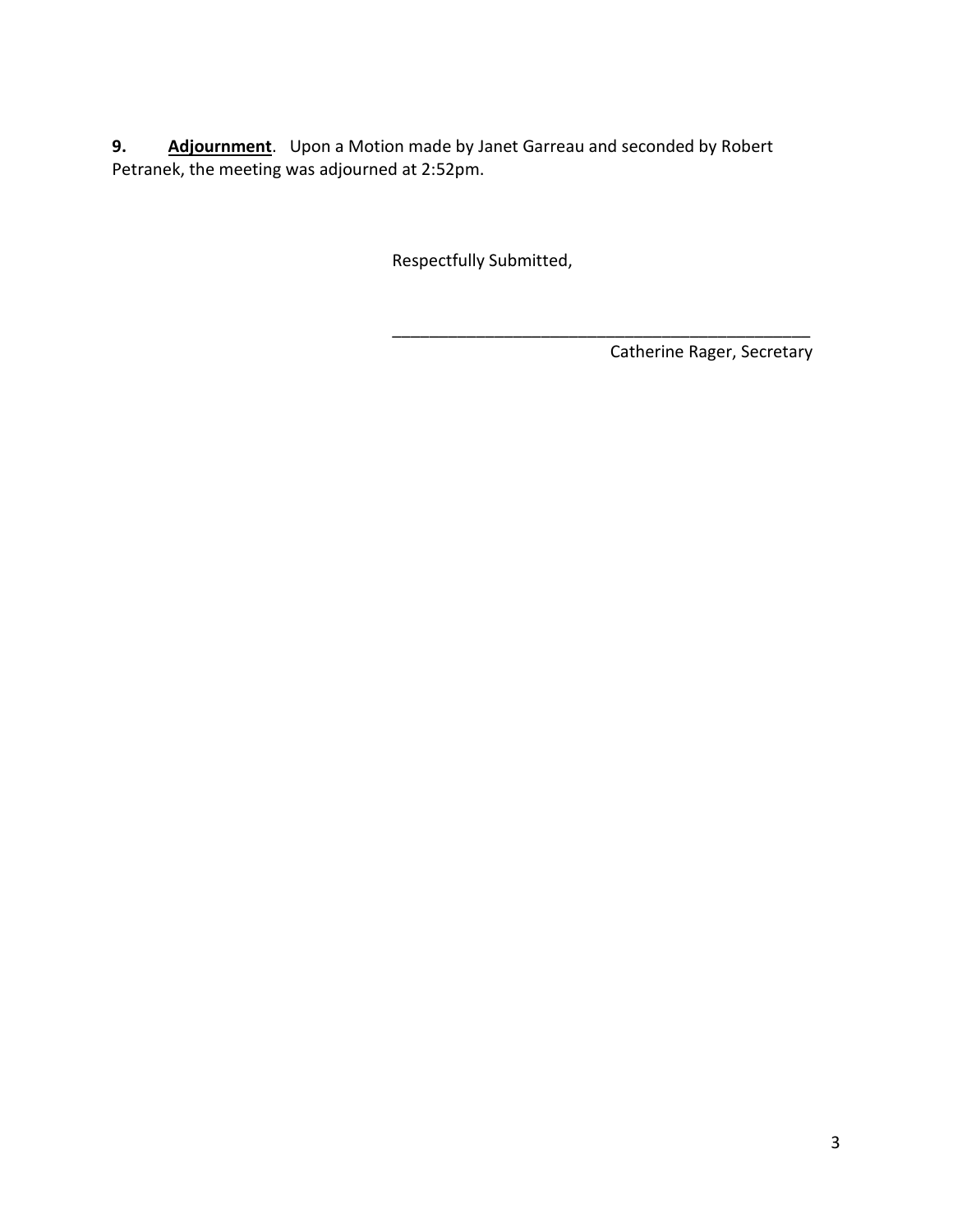**9. <u>Adjournment</u>**. Upon a Motion made by Janet Garreau and seconded by Robert Petranek, the meeting was adjourned at 2:52pm.

Respectfully Submitted,

_______________________________________________

Catherine Rager, Secretary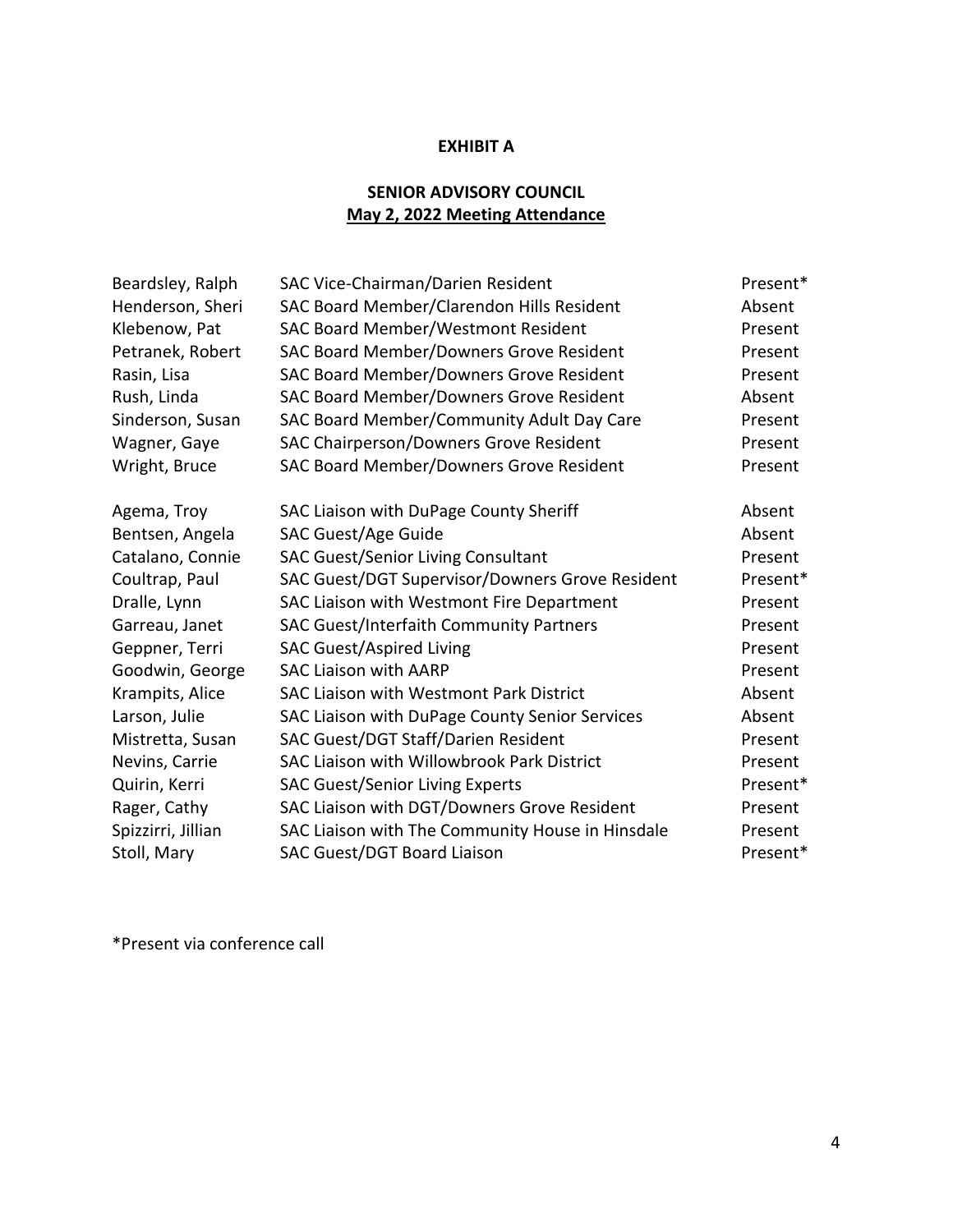**EXHIBIT A**

**SENIOR ADVISORY COUNCIL**
**<u>May 2, 2022 Meeting Attendance</u>**

| | | |
|---|---|---|
| Beardsley, Ralph | SAC Vice-Chairman/Darien Resident | Present* |
| Henderson, Sheri | SAC Board Member/Clarendon Hills Resident | Absent |
| Klebenow, Pat | SAC Board Member/Westmont Resident | Present |
| Petranek, Robert | SAC Board Member/Downers Grove Resident | Present |
| Rasin, Lisa | SAC Board Member/Downers Grove Resident | Present |
| Rush, Linda | SAC Board Member/Downers Grove Resident | Absent |
| Sinderson, Susan | SAC Board Member/Community Adult Day Care | Present |
| Wagner, Gaye | SAC Chairperson/Downers Grove Resident | Present |
| Wright, Bruce | SAC Board Member/Downers Grove Resident | Present |
| | | |
| Agema, Troy | SAC Liaison with DuPage County Sheriff | Absent |
| Bentsen, Angela | SAC Guest/Age Guide | Absent |
| Catalano, Connie | SAC Guest/Senior Living Consultant | Present |
| Coultrap, Paul | SAC Guest/DGT Supervisor/Downers Grove Resident | Present* |
| Dralle, Lynn | SAC Liaison with Westmont Fire Department | Present |
| Garreau, Janet | SAC Guest/Interfaith Community Partners | Present |
| Geppner, Terri | SAC Guest/Aspired Living | Present |
| Goodwin, George | SAC Liaison with AARP | Present |
| Krampits, Alice | SAC Liaison with Westmont Park District | Absent |
| Larson, Julie | SAC Liaison with DuPage County Senior Services | Absent |
| Mistretta, Susan | SAC Guest/DGT Staff/Darien Resident | Present |
| Nevins, Carrie | SAC Liaison with Willowbrook Park District | Present |
| Quirin, Kerri | SAC Guest/Senior Living Experts | Present* |
| Rager, Cathy | SAC Liaison with DGT/Downers Grove Resident | Present |
| Spizzirri, Jillian | SAC Liaison with The Community House in Hinsdale | Present |
| Stoll, Mary | SAC Guest/DGT Board Liaison | Present* |

*Present via conference call